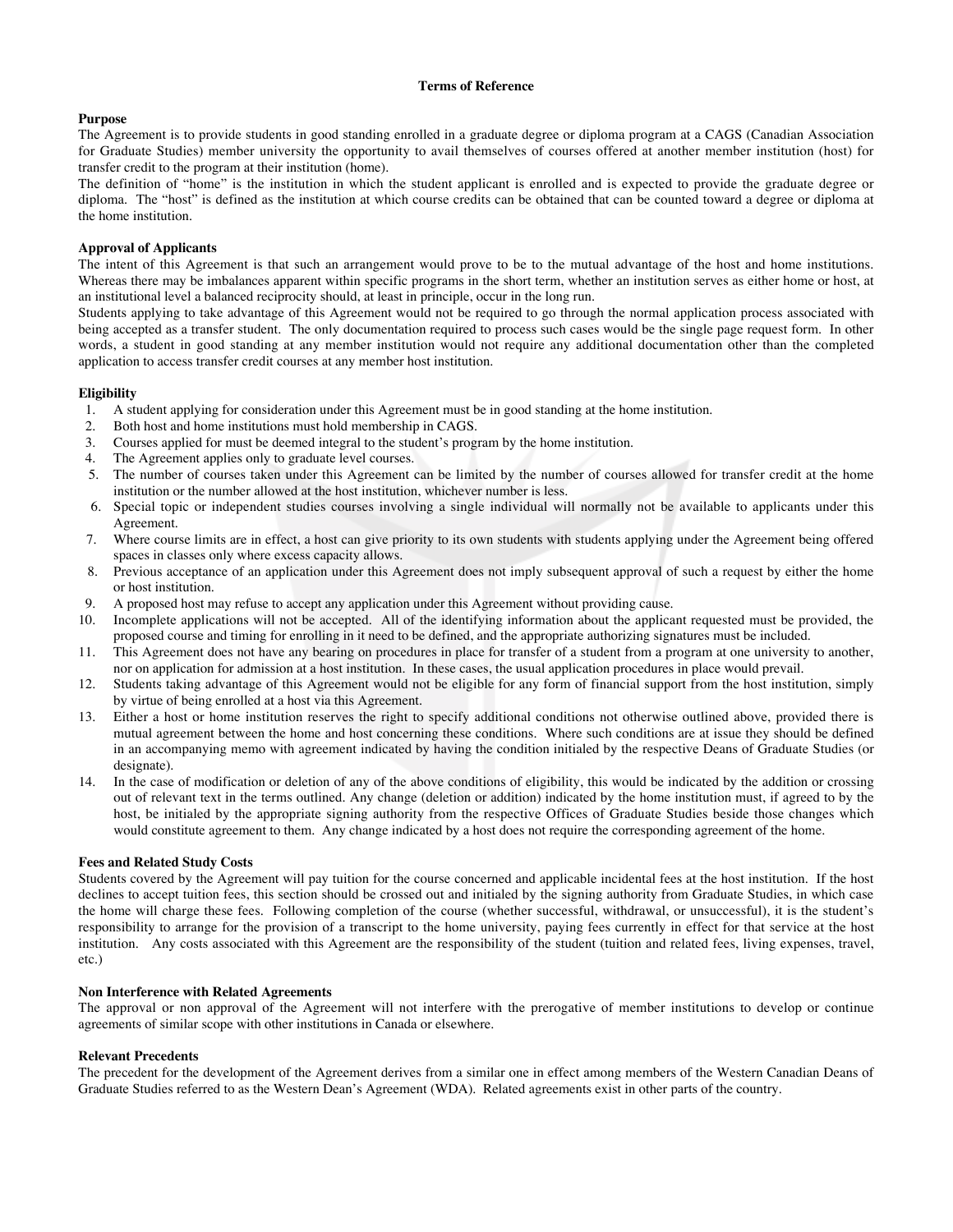# Terms of Reference

## Purpose

The Agreement is to provide students in good standing enrolled in a graduate degree or diploma program at a CAGS (Canadian Association for Graduate Studies) member university the opportunity to avail themselves of courses offered at another member institution (host) for transfer credit to the program at their institution (home).

The definition of "home" is the institution in which the student applicant is enrolled and is expected to provide the graduate degree or diploma. The "host" is defined as the institution at which course credits can be obtained that can be counted toward a degree or diploma at the home institution.

## Approval of Applicants

The intent of this Agreement is that such an arrangement would prove to be to the mutual advantage of the host and home institutions. Whereas there may be imbalances apparent within specific programs in the short term, whether an institution serves as either home or host, at an institutional level a balanced reciprocity should, at least in principle, occur in the long run.

Students applying to take advantage of this Agreement would not be required to go through the normal application process associated with being accepted as a transfer student. The only documentation required to process such cases would be the single page request form. In other words, a student in good standing at any member institution would not require any additional documentation other than the completed application to access transfer credit courses at any member host institution.

## Eligibility

1. A student applying for consideration under this Agreement must be in good standing at the home institution.
2. Both host and home institutions must hold membership in CAGS.
3. Courses applied for must be deemed integral to the student's program by the home institution.
4. The Agreement applies only to graduate level courses.
5. The number of courses taken under this Agreement can be limited by the number of courses allowed for transfer credit at the home institution or the number allowed at the host institution, whichever number is less.
6. Special topic or independent studies courses involving a single individual will normally not be available to applicants under this Agreement.
7. Where course limits are in effect, a host can give priority to its own students with students applying under the Agreement being offered spaces in classes only where excess capacity allows.
8. Previous acceptance of an application under this Agreement does not imply subsequent approval of such a request by either the home or host institution.
9. A proposed host may refuse to accept any application under this Agreement without providing cause.
10. Incomplete applications will not be accepted. All of the identifying information about the applicant requested must be provided, the proposed course and timing for enrolling in it need to be defined, and the appropriate authorizing signatures must be included.
11. This Agreement does not have any bearing on procedures in place for transfer of a student from a program at one university to another, nor on application for admission at a host institution. In these cases, the usual application procedures in place would prevail.
12. Students taking advantage of this Agreement would not be eligible for any form of financial support from the host institution, simply by virtue of being enrolled at a host via this Agreement.
13. Either a host or home institution reserves the right to specify additional conditions not otherwise outlined above, provided there is mutual agreement between the home and host concerning these conditions. Where such conditions are at issue they should be defined in an accompanying memo with agreement indicated by having the condition initialed by the respective Deans of Graduate Studies (or designate).
14. In the case of modification or deletion of any of the above conditions of eligibility, this would be indicated by the addition or crossing out of relevant text in the terms outlined. Any change (deletion or addition) indicated by the home institution must, if agreed to by the host, be initialed by the appropriate signing authority from the respective Offices of Graduate Studies beside those changes which would constitute agreement to them. Any change indicated by a host does not require the corresponding agreement of the home.

## Fees and Related Study Costs

Students covered by the Agreement will pay tuition for the course concerned and applicable incidental fees at the host institution. If the host declines to accept tuition fees, this section should be crossed out and initialed by the signing authority from Graduate Studies, in which case the home will charge these fees. Following completion of the course (whether successful, withdrawal, or unsuccessful), it is the student's responsibility to arrange for the provision of a transcript to the home university, paying fees currently in effect for that service at the host institution. Any costs associated with this Agreement are the responsibility of the student (tuition and related fees, living expenses, travel, etc.)

## Non Interference with Related Agreements

The approval or non approval of the Agreement will not interfere with the prerogative of member institutions to develop or continue agreements of similar scope with other institutions in Canada or elsewhere.

## Relevant Precedents

The precedent for the development of the Agreement derives from a similar one in effect among members of the Western Canadian Deans of Graduate Studies referred to as the Western Dean's Agreement (WDA). Related agreements exist in other parts of the country.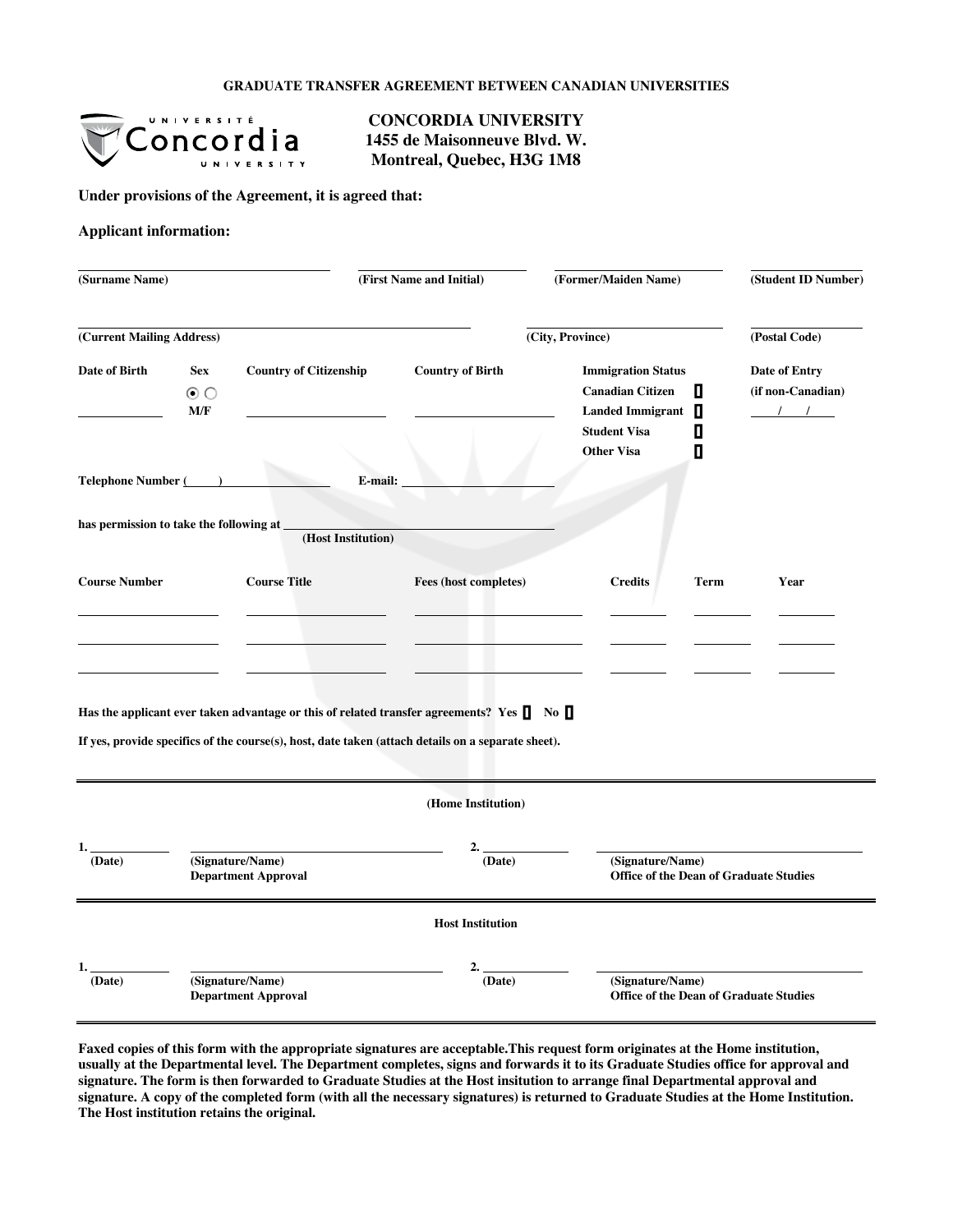GRADUATE TRANSFER AGREEMENT BETWEEN CANADIAN UNIVERSITIES

**CONCORDIA UNIVERSITY**
**1455 de Maisonneuve Blvd. W.**
**Montreal, Quebec, H3G 1M8**

**Under provisions of the Agreement, it is agreed that:**

**Applicant information:**

| (Surname Name) | (First Name and Initial) | (Former/Maiden Name) | (Student ID Number) |
|---|---|---|---|
| | | | |

| (Current Mailing Address) | (City, Province) | (Postal Code) |
|---|---|---|
| | | |

| Date of Birth | Sex | Country of Citizenship | Country of Birth | Immigration Status | Date of Entry (if non-Canadian) |
|---|---|---|---|---|---|
| | ⦿ ○ M/F | | | Canadian Citizen ☐ | / / |
| | | | | Landed Immigrant ☐ | |
| | | | | Student Visa ☐ | |
| | | | | Other Visa ☐ | |

**Telephone Number ( )** ______________ **E-mail:** ______________

**has permission to take the following at** ______________
**(Host Institution)**

| Course Number | Course Title | Fees (host completes) | Credits | Term | Year |
|---|---|---|---|---|---|
| | | | | | |
| | | | | | |
| | | | | | |

**Has the applicant ever taken advantage or this of related transfer agreements? Yes ☐ No ☐**

**If yes, provide specifics of the course(s), host, date taken (attach details on a separate sheet).**

---

**(Home Institution)**

| | | | |
|---|---|---|---|
| 1. (Date) | (Signature/Name) Department Approval | 2. (Date) | (Signature/Name) Office of the Dean of Graduate Studies |

---

**Host Institution**

| | | | |
|---|---|---|---|
| 1. (Date) | (Signature/Name) Department Approval | 2. (Date) | (Signature/Name) Office of the Dean of Graduate Studies |

---

**Faxed copies of this form with the appropriate signatures are acceptable.This request form originates at the Home institution, usually at the Departmental level. The Department completes, signs and forwards it to its Graduate Studies office for approval and signature. The form is then forwarded to Graduate Studies at the Host insitution to arrange final Departmental approval and signature. A copy of the completed form (with all the necessary signatures) is returned to Graduate Studies at the Home Institution. The Host institution retains the original.**